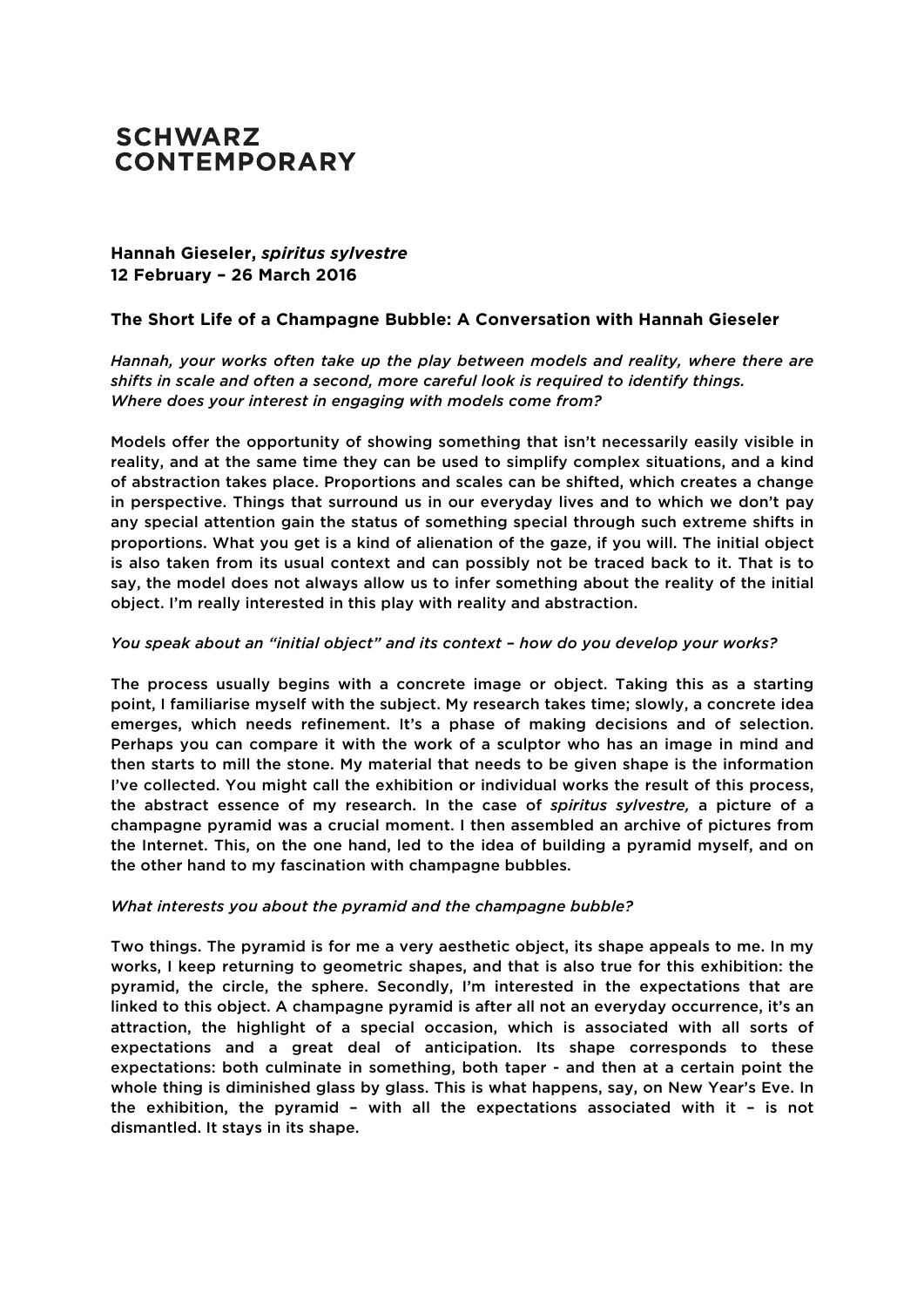**SCHWARZ CONTEMPORARY**

**Hannah Gieseler, *spiritus sylvestre***
**12 February – 26 March 2016**

**The Short Life of a Champagne Bubble: A Conversation with Hannah Gieseler**

*Hannah, your works often take up the play between models and reality, where there are shifts in scale and often a second, more careful look is required to identify things. Where does your interest in engaging with models come from?*

Models offer the opportunity of showing something that isn't necessarily easily visible in reality, and at the same time they can be used to simplify complex situations, and a kind of abstraction takes place. Proportions and scales can be shifted, which creates a change in perspective. Things that surround us in our everyday lives and to which we don't pay any special attention gain the status of something special through such extreme shifts in proportions. What you get is a kind of alienation of the gaze, if you will. The initial object is also taken from its usual context and can possibly not be traced back to it. That is to say, the model does not always allow us to infer something about the reality of the initial object. I'm really interested in this play with reality and abstraction.

*You speak about an "initial object" and its context – how do you develop your works?*

The process usually begins with a concrete image or object. Taking this as a starting point, I familiarise myself with the subject. My research takes time; slowly, a concrete idea emerges, which needs refinement. It's a phase of making decisions and of selection. Perhaps you can compare it with the work of a sculptor who has an image in mind and then starts to mill the stone. My material that needs to be given shape is the information I've collected. You might call the exhibition or individual works the result of this process, the abstract essence of my research. In the case of *spiritus sylvestre,* a picture of a champagne pyramid was a crucial moment. I then assembled an archive of pictures from the Internet. This, on the one hand, led to the idea of building a pyramid myself, and on the other hand to my fascination with champagne bubbles.

*What interests you about the pyramid and the champagne bubble?*

Two things. The pyramid is for me a very aesthetic object, its shape appeals to me. In my works, I keep returning to geometric shapes, and that is also true for this exhibition: the pyramid, the circle, the sphere. Secondly, I'm interested in the expectations that are linked to this object. A champagne pyramid is after all not an everyday occurrence, it's an attraction, the highlight of a special occasion, which is associated with all sorts of expectations and a great deal of anticipation. Its shape corresponds to these expectations: both culminate in something, both taper - and then at a certain point the whole thing is diminished glass by glass. This is what happens, say, on New Year's Eve. In the exhibition, the pyramid – with all the expectations associated with it – is not dismantled. It stays in its shape.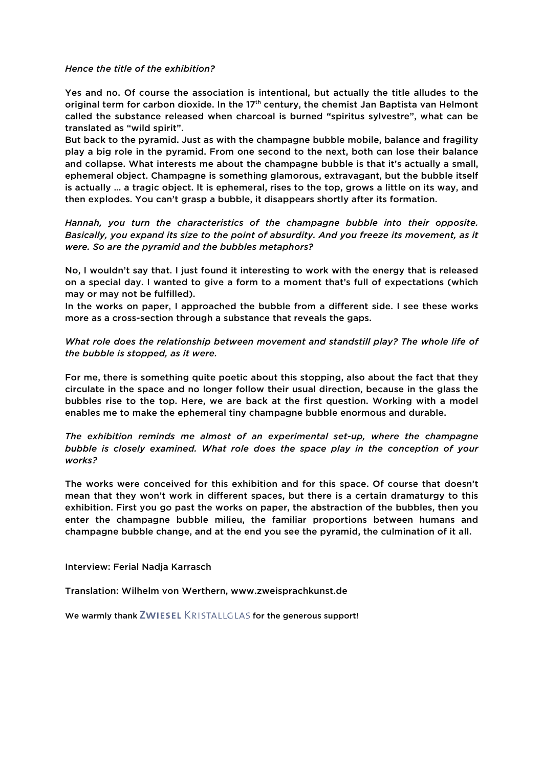*Hence the title of the exhibition?*

Yes and no. Of course the association is intentional, but actually the title alludes to the original term for carbon dioxide. In the 17th century, the chemist Jan Baptista van Helmont called the substance released when charcoal is burned "spiritus sylvestre", what can be translated as "wild spirit".
But back to the pyramid. Just as with the champagne bubble mobile, balance and fragility play a big role in the pyramid. From one second to the next, both can lose their balance and collapse. What interests me about the champagne bubble is that it's actually a small, ephemeral object. Champagne is something glamorous, extravagant, but the bubble itself is actually … a tragic object. It is ephemeral, rises to the top, grows a little on its way, and then explodes. You can't grasp a bubble, it disappears shortly after its formation.

*Hannah, you turn the characteristics of the champagne bubble into their opposite. Basically, you expand its size to the point of absurdity. And you freeze its movement, as it were. So are the pyramid and the bubbles metaphors?*

No, I wouldn't say that. I just found it interesting to work with the energy that is released on a special day. I wanted to give a form to a moment that's full of expectations (which may or may not be fulfilled).
In the works on paper, I approached the bubble from a different side. I see these works more as a cross-section through a substance that reveals the gaps.

*What role does the relationship between movement and standstill play? The whole life of the bubble is stopped, as it were.*

For me, there is something quite poetic about this stopping, also about the fact that they circulate in the space and no longer follow their usual direction, because in the glass the bubbles rise to the top. Here, we are back at the first question. Working with a model enables me to make the ephemeral tiny champagne bubble enormous and durable.

*The exhibition reminds me almost of an experimental set-up, where the champagne bubble is closely examined. What role does the space play in the conception of your works?*

The works were conceived for this exhibition and for this space. Of course that doesn't mean that they won't work in different spaces, but there is a certain dramaturgy to this exhibition. First you go past the works on paper, the abstraction of the bubbles, then you enter the champagne bubble milieu, the familiar proportions between humans and champagne bubble change, and at the end you see the pyramid, the culmination of it all.

Interview: Ferial Nadja Karrasch

Translation: Wilhelm von Werthern, www.zweisprachkunst.de

We warmly thank ZWIESEL KRISTALLGLAS for the generous support!